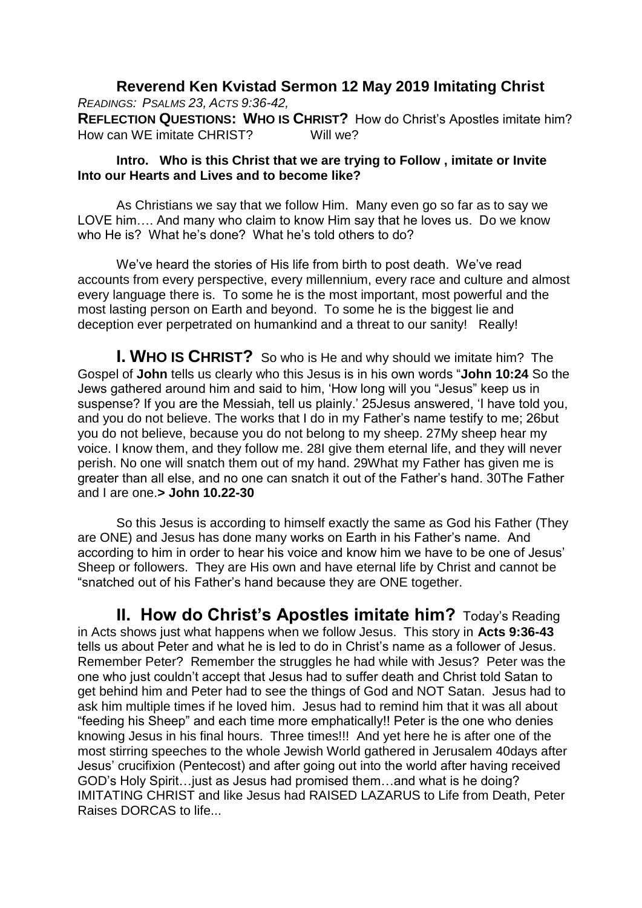# Reverend Ken Kvistad Sermon 12 May 2019 Imitating Christ

*READINGS: PSALMS 23, ACTS 9:36-42,*

**REFLECTION QUESTIONS: WHO IS CHRIST?** How do Christ's Apostles imitate him? How can WE imitate CHRIST? Will we?

**Intro. Who is this Christ that we are trying to Follow , imitate or Invite Into our Hearts and Lives and to become like?**

As Christians we say that we follow Him. Many even go so far as to say we LOVE him…. And many who claim to know Him say that he loves us. Do we know who He is? What he's done? What he's told others to do?

We've heard the stories of His life from birth to post death. We've read accounts from every perspective, every millennium, every race and culture and almost every language there is. To some he is the most important, most powerful and the most lasting person on Earth and beyond. To some he is the biggest lie and deception ever perpetrated on humankind and a threat to our sanity! Really!

## I. WHO IS CHRIST?

So who is He and why should we imitate him? The Gospel of **John** tells us clearly who this Jesus is in his own words "**John 10:24** So the Jews gathered around him and said to him, 'How long will you "Jesus" keep us in suspense? If you are the Messiah, tell us plainly.' 25Jesus answered, 'I have told you, and you do not believe. The works that I do in my Father's name testify to me; 26but you do not believe, because you do not belong to my sheep. 27My sheep hear my voice. I know them, and they follow me. 28I give them eternal life, and they will never perish. No one will snatch them out of my hand. 29What my Father has given me is greater than all else, and no one can snatch it out of the Father's hand. 30The Father and I are one.**> John 10.22-30**

So this Jesus is according to himself exactly the same as God his Father (They are ONE) and Jesus has done many works on Earth in his Father's name. And according to him in order to hear his voice and know him we have to be one of Jesus' Sheep or followers. They are His own and have eternal life by Christ and cannot be "snatched out of his Father's hand because they are ONE together.

## II. How do Christ's Apostles imitate him?

Today's Reading in Acts shows just what happens when we follow Jesus. This story in **Acts 9:36-43** tells us about Peter and what he is led to do in Christ's name as a follower of Jesus. Remember Peter? Remember the struggles he had while with Jesus? Peter was the one who just couldn't accept that Jesus had to suffer death and Christ told Satan to get behind him and Peter had to see the things of God and NOT Satan. Jesus had to ask him multiple times if he loved him. Jesus had to remind him that it was all about "feeding his Sheep" and each time more emphatically!! Peter is the one who denies knowing Jesus in his final hours. Three times!!! And yet here he is after one of the most stirring speeches to the whole Jewish World gathered in Jerusalem 40days after Jesus' crucifixion (Pentecost) and after going out into the world after having received GOD's Holy Spirit…just as Jesus had promised them…and what is he doing? IMITATING CHRIST and like Jesus had RAISED LAZARUS to Life from Death, Peter Raises DORCAS to life...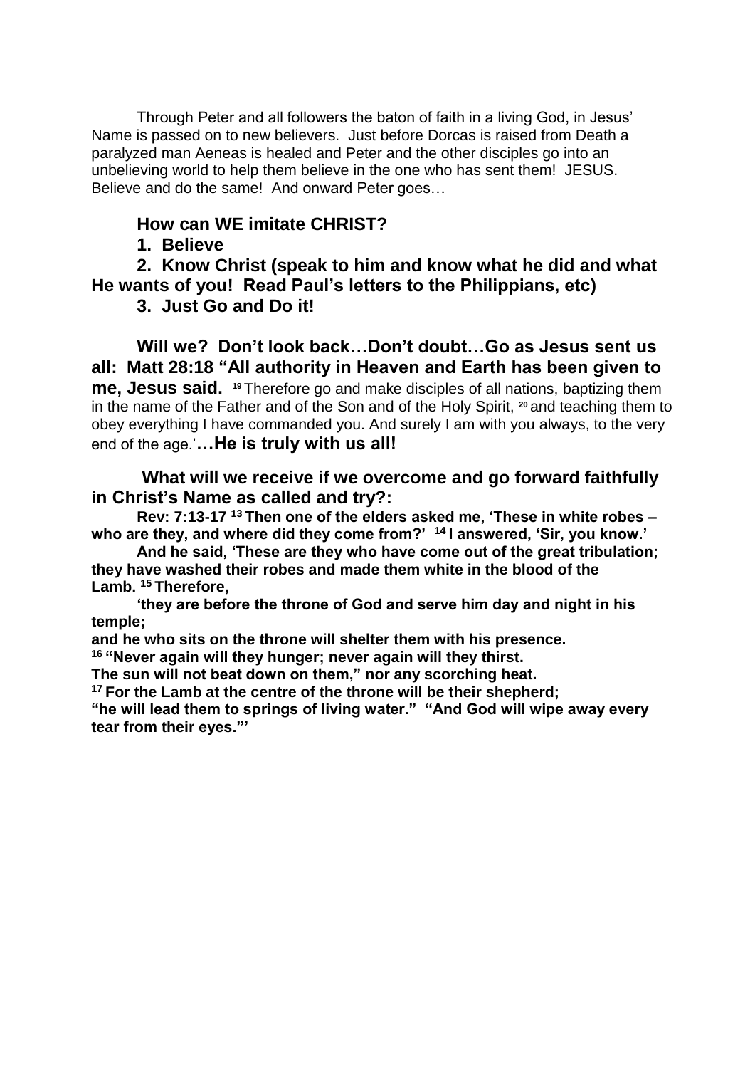Through Peter and all followers the baton of faith in a living God, in Jesus' Name is passed on to new believers. Just before Dorcas is raised from Death a paralyzed man Aeneas is healed and Peter and the other disciples go into an unbelieving world to help them believe in the one who has sent them! JESUS. Believe and do the same! And onward Peter goes…

**How can WE imitate CHRIST?**

1. **Believe**
2. **Know Christ (speak to him and know what he did and what He wants of you! Read Paul's letters to the Philippians, etc)**
3. **Just Go and Do it!**

**Will we? Don't look back…Don't doubt…Go as Jesus sent us all: Matt 28:18 "All authority in Heaven and Earth has been given to me, Jesus said.** [19] Therefore go and make disciples of all nations, baptizing them in the name of the Father and of the Son and of the Holy Spirit, [20] and teaching them to obey everything I have commanded you. And surely I am with you always, to the very end of the age.'**…He is truly with us all!**

**What will we receive if we overcome and go forward faithfully in Christ's Name as called and try?:**

**Rev: 7:13-17 [13] Then one of the elders asked me, 'These in white robes – who are they, and where did they come from?' [14] I answered, 'Sir, you know.'**

**And he said, 'These are they who have come out of the great tribulation; they have washed their robes and made them white in the blood of the Lamb. [15] Therefore,**

**'they are before the throne of God and serve him day and night in his temple;**
**and he who sits on the throne will shelter them with his presence.**
**[16] "Never again will they hunger; never again will they thirst.**
**The sun will not beat down on them," nor any scorching heat.**
**[17] For the Lamb at the centre of the throne will be their shepherd;**
**"he will lead them to springs of living water." "And God will wipe away every tear from their eyes."'**